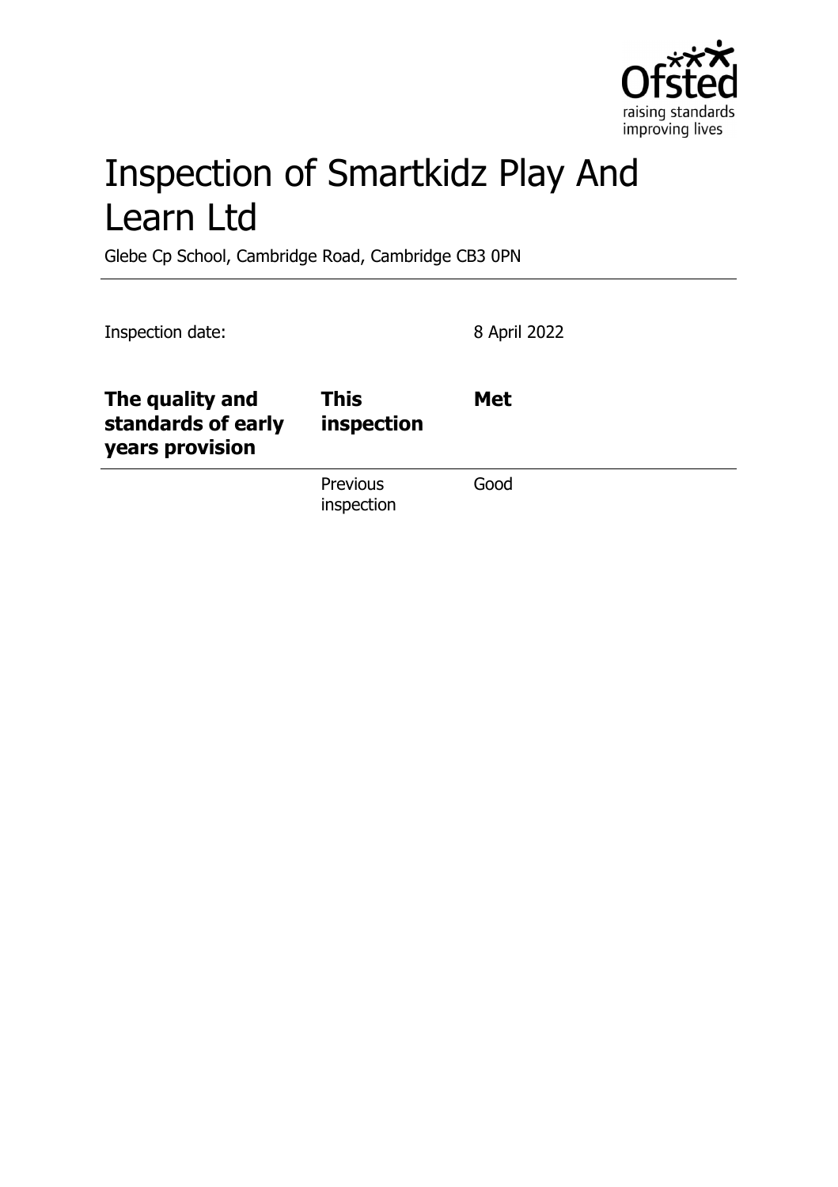# Inspection of Smartkidz Play And Learn Ltd

Glebe Cp School, Cambridge Road, Cambridge CB3 0PN

Inspection date: 8 April 2022

| | | |
|---|---|---|
| **The quality and standards of early years provision** | **This inspection** | **Met** |
| | Previous inspection | Good |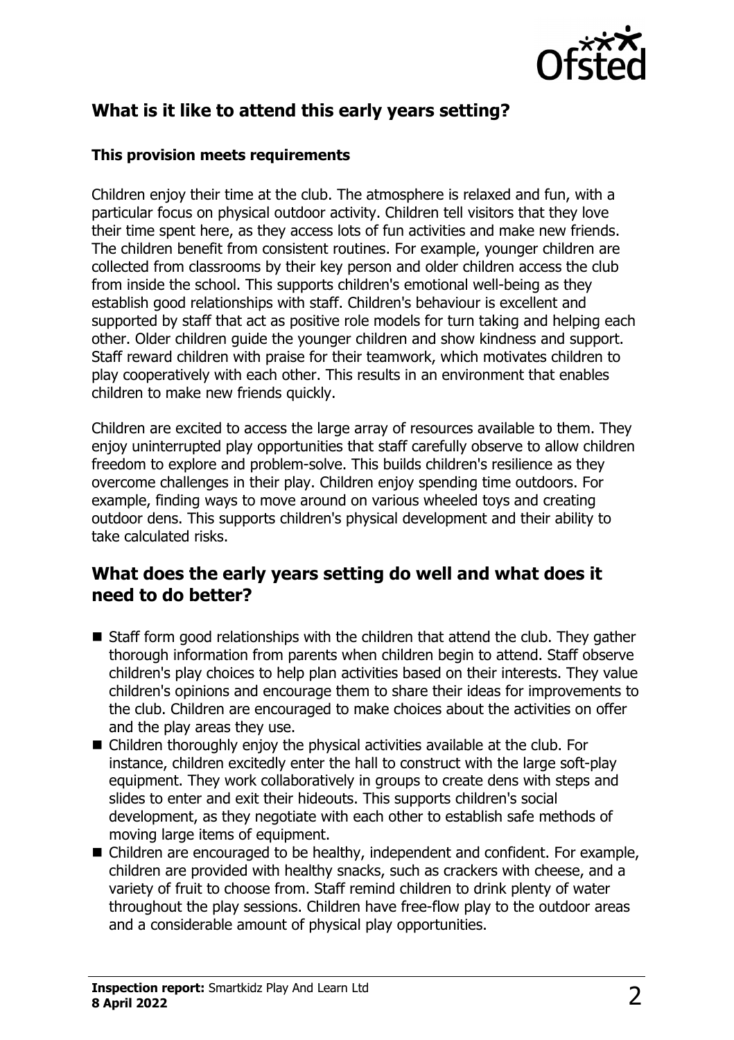## What is it like to attend this early years setting?

### This provision meets requirements

Children enjoy their time at the club. The atmosphere is relaxed and fun, with a particular focus on physical outdoor activity. Children tell visitors that they love their time spent here, as they access lots of fun activities and make new friends. The children benefit from consistent routines. For example, younger children are collected from classrooms by their key person and older children access the club from inside the school. This supports children's emotional well-being as they establish good relationships with staff. Children's behaviour is excellent and supported by staff that act as positive role models for turn taking and helping each other. Older children guide the younger children and show kindness and support. Staff reward children with praise for their teamwork, which motivates children to play cooperatively with each other. This results in an environment that enables children to make new friends quickly.

Children are excited to access the large array of resources available to them. They enjoy uninterrupted play opportunities that staff carefully observe to allow children freedom to explore and problem-solve. This builds children's resilience as they overcome challenges in their play. Children enjoy spending time outdoors. For example, finding ways to move around on various wheeled toys and creating outdoor dens. This supports children's physical development and their ability to take calculated risks.

## What does the early years setting do well and what does it need to do better?

- Staff form good relationships with the children that attend the club. They gather thorough information from parents when children begin to attend. Staff observe children's play choices to help plan activities based on their interests. They value children's opinions and encourage them to share their ideas for improvements to the club. Children are encouraged to make choices about the activities on offer and the play areas they use.
- Children thoroughly enjoy the physical activities available at the club. For instance, children excitedly enter the hall to construct with the large soft-play equipment. They work collaboratively in groups to create dens with steps and slides to enter and exit their hideouts. This supports children's social development, as they negotiate with each other to establish safe methods of moving large items of equipment.
- Children are encouraged to be healthy, independent and confident. For example, children are provided with healthy snacks, such as crackers with cheese, and a variety of fruit to choose from. Staff remind children to drink plenty of water throughout the play sessions. Children have free-flow play to the outdoor areas and a considerable amount of physical play opportunities.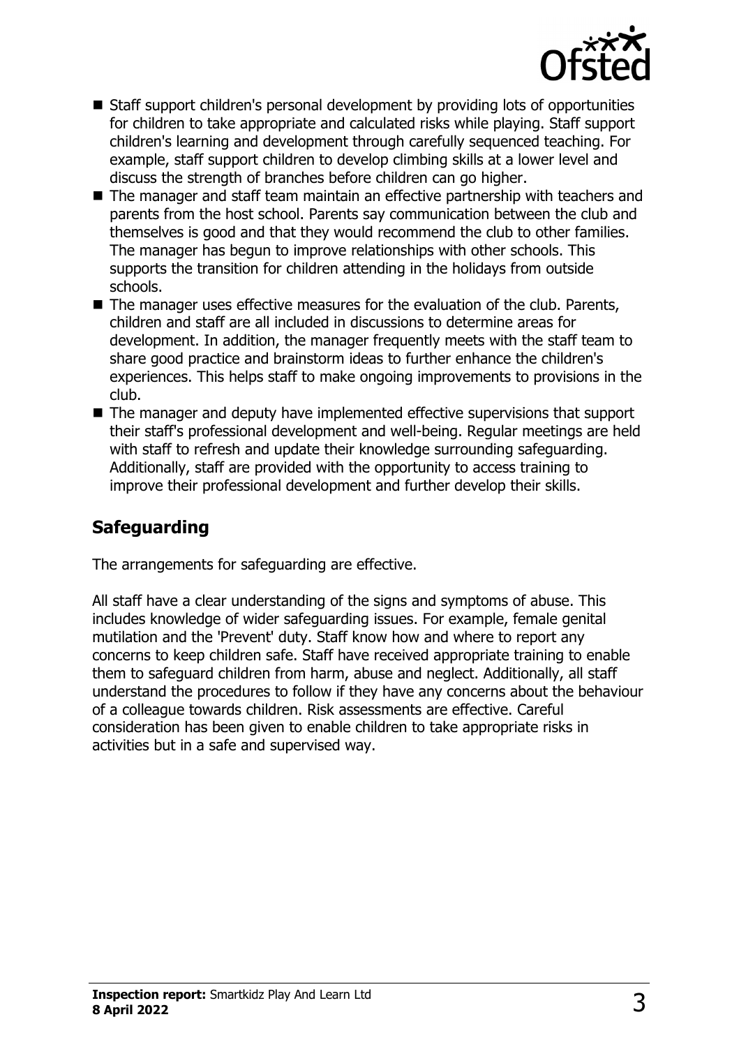- Staff support children's personal development by providing lots of opportunities for children to take appropriate and calculated risks while playing. Staff support children's learning and development through carefully sequenced teaching. For example, staff support children to develop climbing skills at a lower level and discuss the strength of branches before children can go higher.
- The manager and staff team maintain an effective partnership with teachers and parents from the host school. Parents say communication between the club and themselves is good and that they would recommend the club to other families. The manager has begun to improve relationships with other schools. This supports the transition for children attending in the holidays from outside schools.
- The manager uses effective measures for the evaluation of the club. Parents, children and staff are all included in discussions to determine areas for development. In addition, the manager frequently meets with the staff team to share good practice and brainstorm ideas to further enhance the children's experiences. This helps staff to make ongoing improvements to provisions in the club.
- The manager and deputy have implemented effective supervisions that support their staff's professional development and well-being. Regular meetings are held with staff to refresh and update their knowledge surrounding safeguarding. Additionally, staff are provided with the opportunity to access training to improve their professional development and further develop their skills.

## Safeguarding

The arrangements for safeguarding are effective.

All staff have a clear understanding of the signs and symptoms of abuse. This includes knowledge of wider safeguarding issues. For example, female genital mutilation and the 'Prevent' duty. Staff know how and where to report any concerns to keep children safe. Staff have received appropriate training to enable them to safeguard children from harm, abuse and neglect. Additionally, all staff understand the procedures to follow if they have any concerns about the behaviour of a colleague towards children. Risk assessments are effective. Careful consideration has been given to enable children to take appropriate risks in activities but in a safe and supervised way.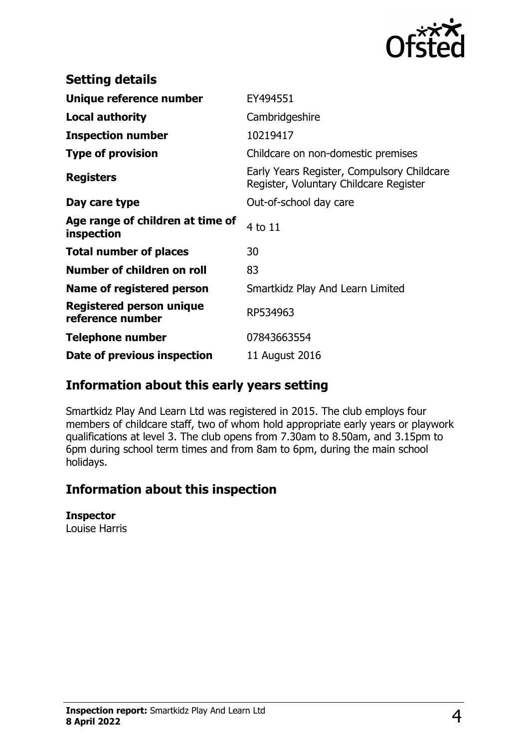## Setting details

| | |
|---|---|
| **Unique reference number** | EY494551 |
| **Local authority** | Cambridgeshire |
| **Inspection number** | 10219417 |
| **Type of provision** | Childcare on non-domestic premises |
| **Registers** | Early Years Register, Compulsory Childcare Register, Voluntary Childcare Register |
| **Day care type** | Out-of-school day care |
| **Age range of children at time of inspection** | 4 to 11 |
| **Total number of places** | 30 |
| **Number of children on roll** | 83 |
| **Name of registered person** | Smartkidz Play And Learn Limited |
| **Registered person unique reference number** | RP534963 |
| **Telephone number** | 07843663554 |
| **Date of previous inspection** | 11 August 2016 |

## Information about this early years setting

Smartkidz Play And Learn Ltd was registered in 2015. The club employs four members of childcare staff, two of whom hold appropriate early years or playwork qualifications at level 3. The club opens from 7.30am to 8.50am, and 3.15pm to 6pm during school term times and from 8am to 6pm, during the main school holidays.

## Information about this inspection

**Inspector**
Louise Harris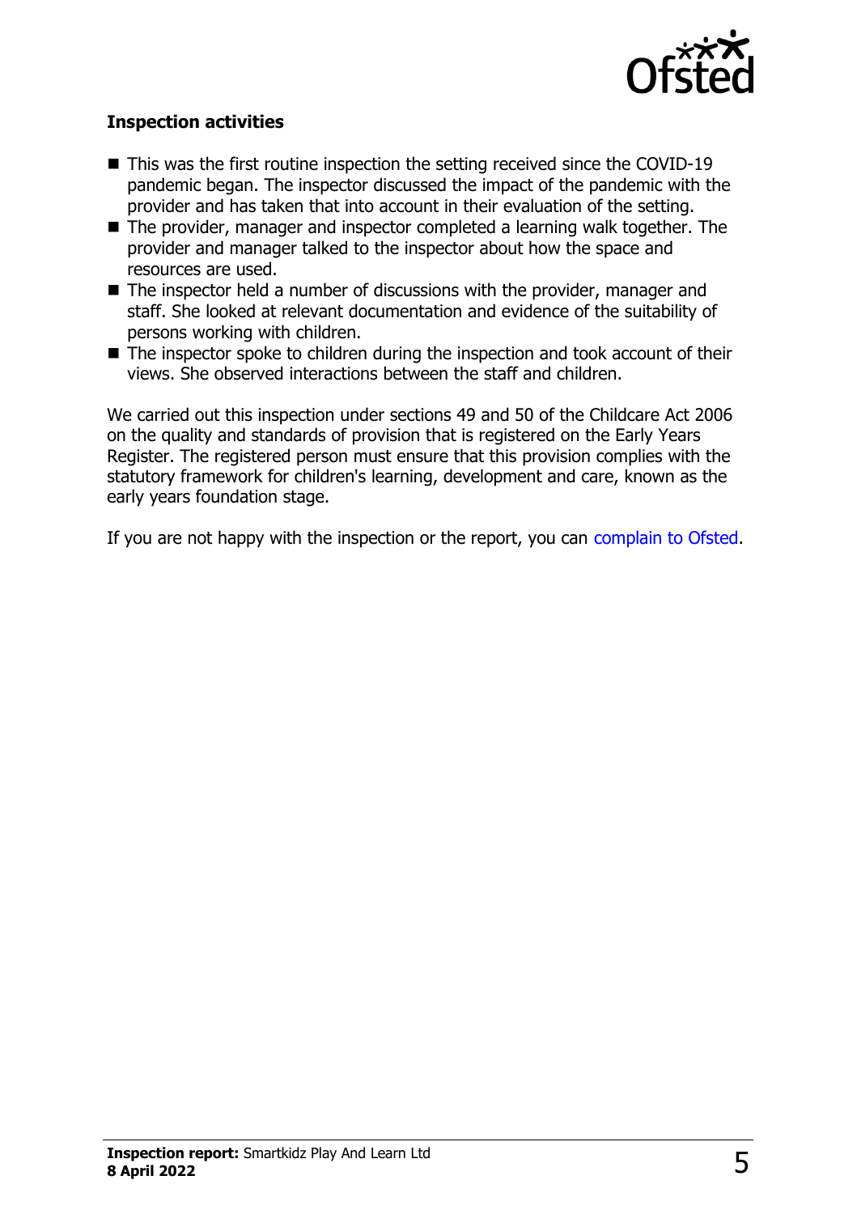### Inspection activities

- This was the first routine inspection the setting received since the COVID-19 pandemic began. The inspector discussed the impact of the pandemic with the provider and has taken that into account in their evaluation of the setting.
- The provider, manager and inspector completed a learning walk together. The provider and manager talked to the inspector about how the space and resources are used.
- The inspector held a number of discussions with the provider, manager and staff. She looked at relevant documentation and evidence of the suitability of persons working with children.
- The inspector spoke to children during the inspection and took account of their views. She observed interactions between the staff and children.

We carried out this inspection under sections 49 and 50 of the Childcare Act 2006 on the quality and standards of provision that is registered on the Early Years Register. The registered person must ensure that this provision complies with the statutory framework for children's learning, development and care, known as the early years foundation stage.

If you are not happy with the inspection or the report, you can complain to Ofsted.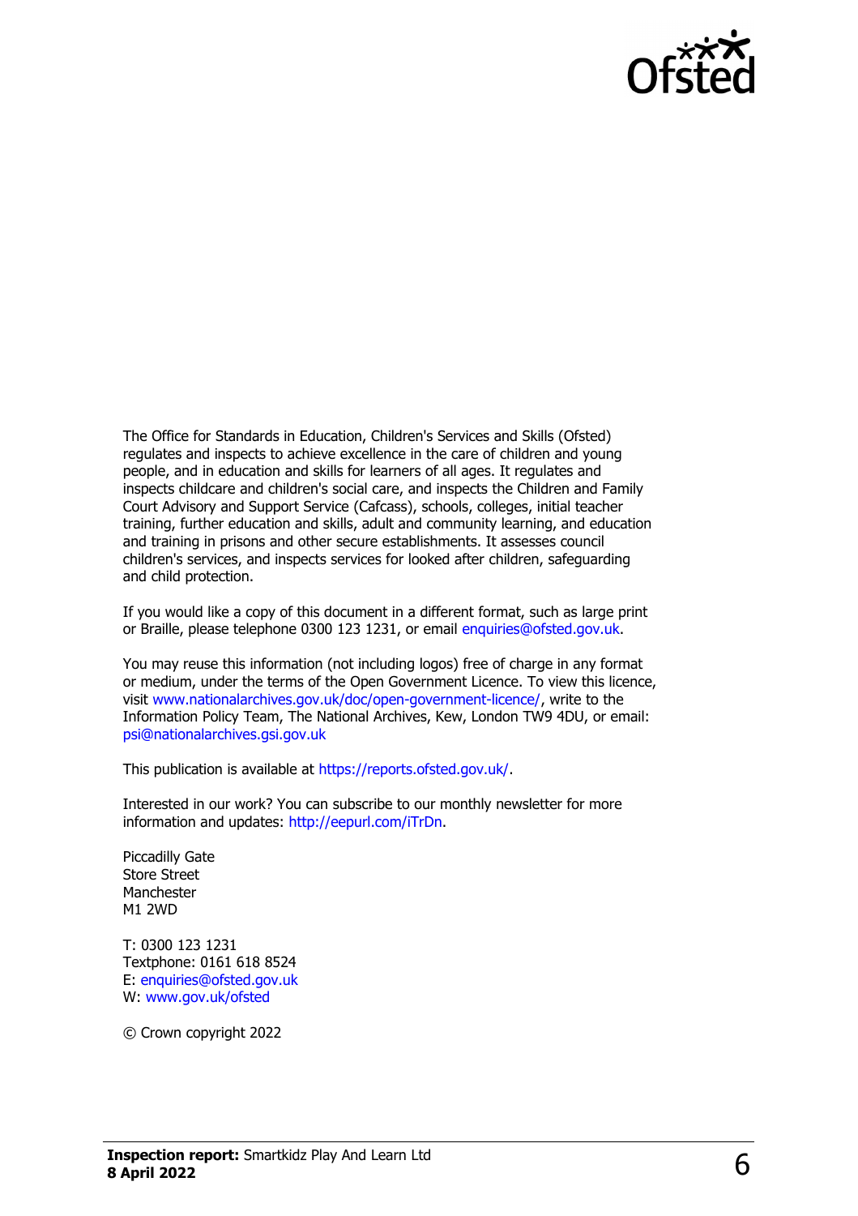The Office for Standards in Education, Children's Services and Skills (Ofsted) regulates and inspects to achieve excellence in the care of children and young people, and in education and skills for learners of all ages. It regulates and inspects childcare and children's social care, and inspects the Children and Family Court Advisory and Support Service (Cafcass), schools, colleges, initial teacher training, further education and skills, adult and community learning, and education and training in prisons and other secure establishments. It assesses council children's services, and inspects services for looked after children, safeguarding and child protection.

If you would like a copy of this document in a different format, such as large print or Braille, please telephone 0300 123 1231, or email enquiries@ofsted.gov.uk.

You may reuse this information (not including logos) free of charge in any format or medium, under the terms of the Open Government Licence. To view this licence, visit www.nationalarchives.gov.uk/doc/open-government-licence/, write to the Information Policy Team, The National Archives, Kew, London TW9 4DU, or email: psi@nationalarchives.gsi.gov.uk

This publication is available at https://reports.ofsted.gov.uk/.

Interested in our work? You can subscribe to our monthly newsletter for more information and updates: http://eepurl.com/iTrDn.

Piccadilly Gate
Store Street
Manchester
M1 2WD

T: 0300 123 1231
Textphone: 0161 618 8524
E: enquiries@ofsted.gov.uk
W: www.gov.uk/ofsted

© Crown copyright 2022